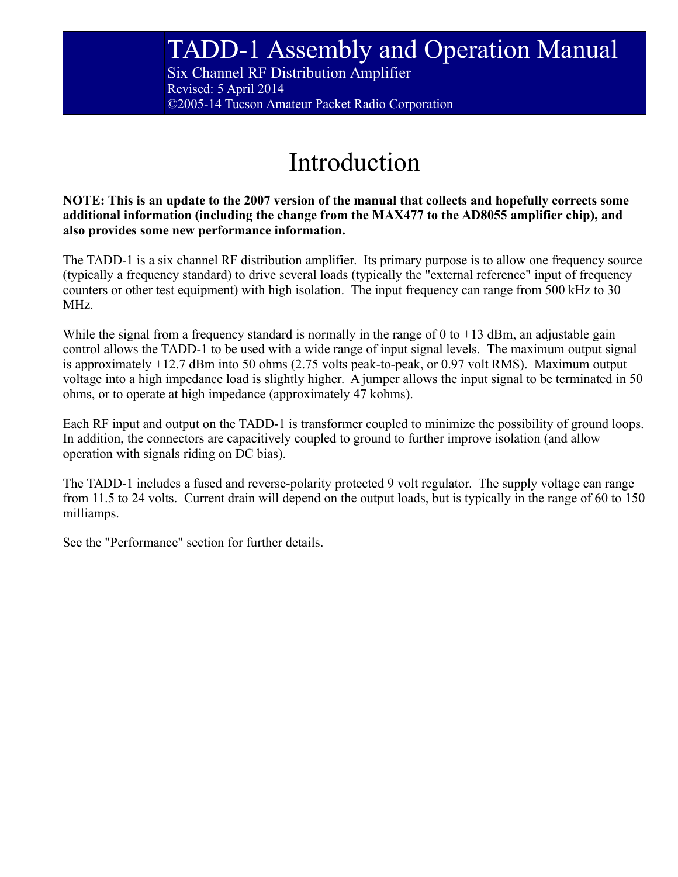# TADD-1 Assembly and Operation Manual

Six Channel RF Distribution Amplifier
Revised: 5 April 2014
©2005-14 Tucson Amateur Packet Radio Corporation

## Introduction

**NOTE: This is an update to the 2007 version of the manual that collects and hopefully corrects some additional information (including the change from the MAX477 to the AD8055 amplifier chip), and also provides some new performance information.**

The TADD-1 is a six channel RF distribution amplifier. Its primary purpose is to allow one frequency source (typically a frequency standard) to drive several loads (typically the "external reference" input of frequency counters or other test equipment) with high isolation. The input frequency can range from 500 kHz to 30 MHz.

While the signal from a frequency standard is normally in the range of 0 to +13 dBm, an adjustable gain control allows the TADD-1 to be used with a wide range of input signal levels. The maximum output signal is approximately +12.7 dBm into 50 ohms (2.75 volts peak-to-peak, or 0.97 volt RMS). Maximum output voltage into a high impedance load is slightly higher. A jumper allows the input signal to be terminated in 50 ohms, or to operate at high impedance (approximately 47 kohms).

Each RF input and output on the TADD-1 is transformer coupled to minimize the possibility of ground loops. In addition, the connectors are capacitively coupled to ground to further improve isolation (and allow operation with signals riding on DC bias).

The TADD-1 includes a fused and reverse-polarity protected 9 volt regulator. The supply voltage can range from 11.5 to 24 volts. Current drain will depend on the output loads, but is typically in the range of 60 to 150 milliamps.

See the "Performance" section for further details.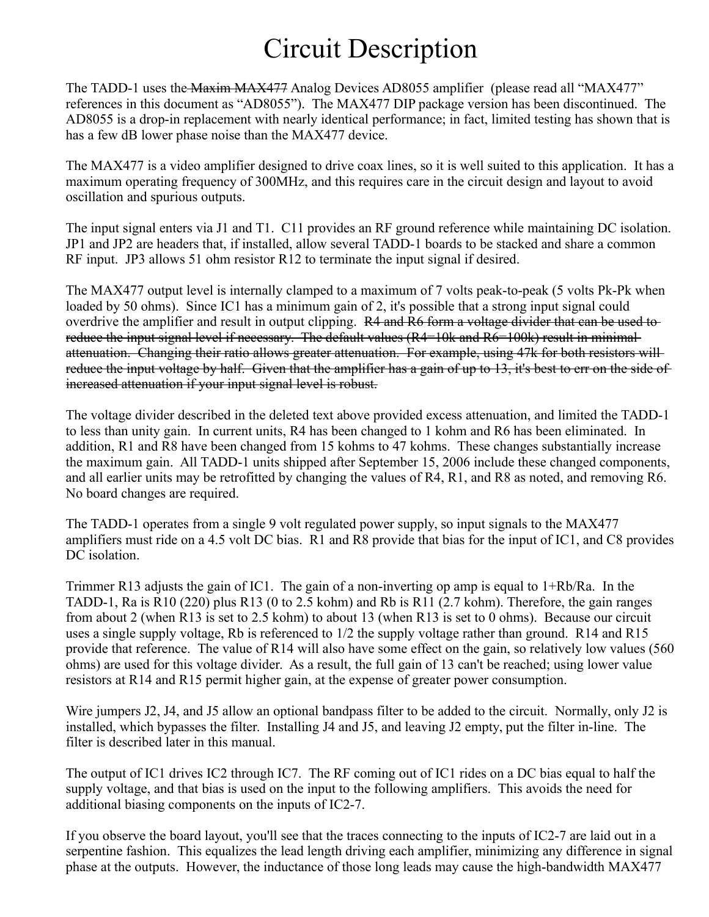# Circuit Description

The TADD-1 uses the ~~Maxim MAX477~~ Analog Devices AD8055 amplifier (please read all "MAX477" references in this document as "AD8055"). The MAX477 DIP package version has been discontinued. The AD8055 is a drop-in replacement with nearly identical performance; in fact, limited testing has shown that is has a few dB lower phase noise than the MAX477 device.

The MAX477 is a video amplifier designed to drive coax lines, so it is well suited to this application. It has a maximum operating frequency of 300MHz, and this requires care in the circuit design and layout to avoid oscillation and spurious outputs.

The input signal enters via J1 and T1. C11 provides an RF ground reference while maintaining DC isolation. JP1 and JP2 are headers that, if installed, allow several TADD-1 boards to be stacked and share a common RF input. JP3 allows 51 ohm resistor R12 to terminate the input signal if desired.

The MAX477 output level is internally clamped to a maximum of 7 volts peak-to-peak (5 volts Pk-Pk when loaded by 50 ohms). Since IC1 has a minimum gain of 2, it's possible that a strong input signal could overdrive the amplifier and result in output clipping. ~~R4 and R6 form a voltage divider that can be used to reduce the input signal level if necessary. The default values (R4=10k and R6=100k) result in minimal attenuation. Changing their ratio allows greater attenuation. For example, using 47k for both resistors will reduce the input voltage by half. Given that the amplifier has a gain of up to 13, it's best to err on the side of increased attenuation if your input signal level is robust.~~

The voltage divider described in the deleted text above provided excess attenuation, and limited the TADD-1 to less than unity gain. In current units, R4 has been changed to 1 kohm and R6 has been eliminated. In addition, R1 and R8 have been changed from 15 kohms to 47 kohms. These changes substantially increase the maximum gain. All TADD-1 units shipped after September 15, 2006 include these changed components, and all earlier units may be retrofitted by changing the values of R4, R1, and R8 as noted, and removing R6. No board changes are required.

The TADD-1 operates from a single 9 volt regulated power supply, so input signals to the MAX477 amplifiers must ride on a 4.5 volt DC bias. R1 and R8 provide that bias for the input of IC1, and C8 provides DC isolation.

Trimmer R13 adjusts the gain of IC1. The gain of a non-inverting op amp is equal to 1+Rb/Ra. In the TADD-1, Ra is R10 (220) plus R13 (0 to 2.5 kohm) and Rb is R11 (2.7 kohm). Therefore, the gain ranges from about 2 (when R13 is set to 2.5 kohm) to about 13 (when R13 is set to 0 ohms). Because our circuit uses a single supply voltage, Rb is referenced to 1/2 the supply voltage rather than ground. R14 and R15 provide that reference. The value of R14 will also have some effect on the gain, so relatively low values (560 ohms) are used for this voltage divider. As a result, the full gain of 13 can't be reached; using lower value resistors at R14 and R15 permit higher gain, at the expense of greater power consumption.

Wire jumpers J2, J4, and J5 allow an optional bandpass filter to be added to the circuit. Normally, only J2 is installed, which bypasses the filter. Installing J4 and J5, and leaving J2 empty, put the filter in-line. The filter is described later in this manual.

The output of IC1 drives IC2 through IC7. The RF coming out of IC1 rides on a DC bias equal to half the supply voltage, and that bias is used on the input to the following amplifiers. This avoids the need for additional biasing components on the inputs of IC2-7.

If you observe the board layout, you'll see that the traces connecting to the inputs of IC2-7 are laid out in a serpentine fashion. This equalizes the lead length driving each amplifier, minimizing any difference in signal phase at the outputs. However, the inductance of those long leads may cause the high-bandwidth MAX477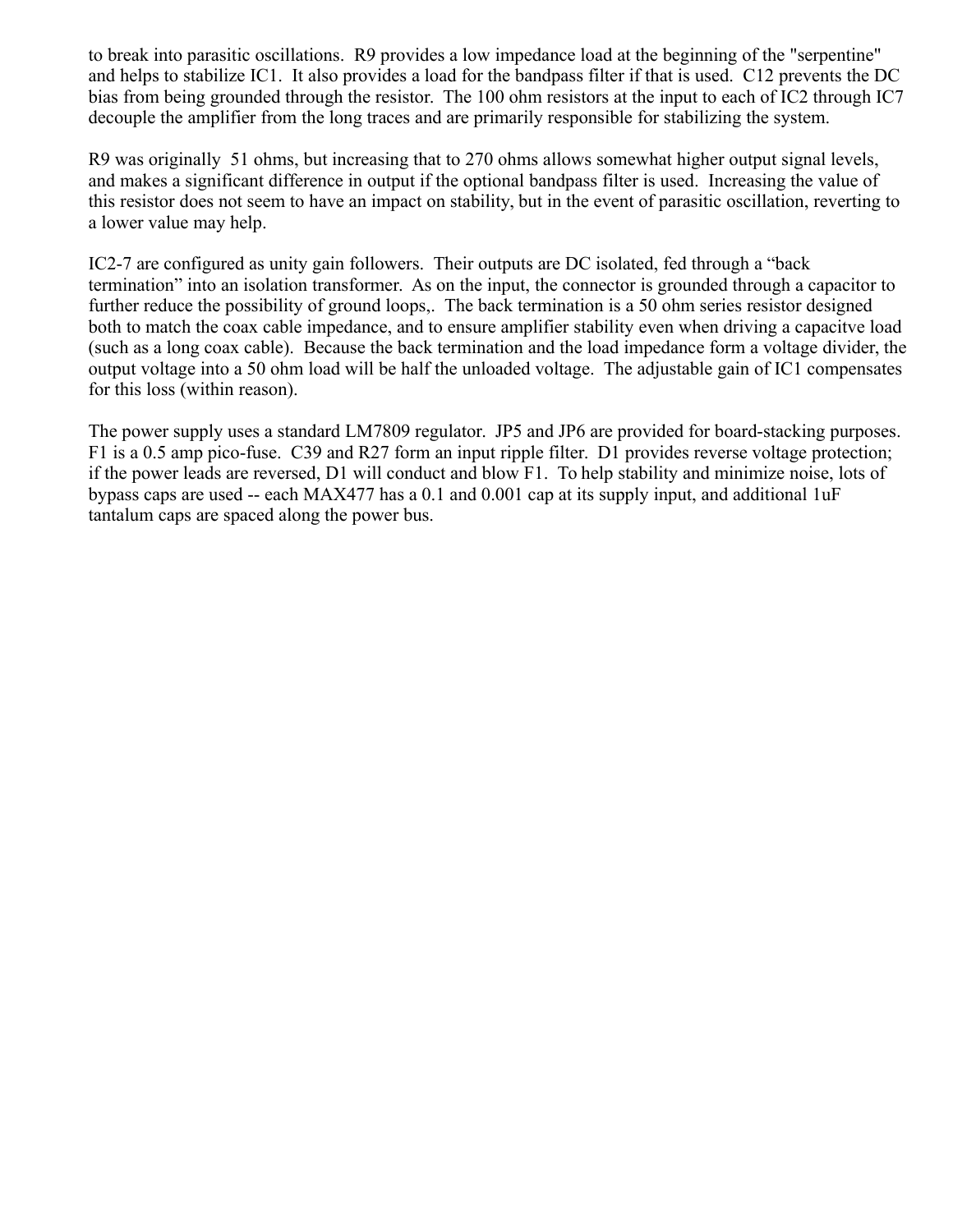to break into parasitic oscillations. R9 provides a low impedance load at the beginning of the "serpentine" and helps to stabilize IC1. It also provides a load for the bandpass filter if that is used. C12 prevents the DC bias from being grounded through the resistor. The 100 ohm resistors at the input to each of IC2 through IC7 decouple the amplifier from the long traces and are primarily responsible for stabilizing the system.

R9 was originally 51 ohms, but increasing that to 270 ohms allows somewhat higher output signal levels, and makes a significant difference in output if the optional bandpass filter is used. Increasing the value of this resistor does not seem to have an impact on stability, but in the event of parasitic oscillation, reverting to a lower value may help.

IC2-7 are configured as unity gain followers. Their outputs are DC isolated, fed through a “back termination” into an isolation transformer. As on the input, the connector is grounded through a capacitor to further reduce the possibility of ground loops,. The back termination is a 50 ohm series resistor designed both to match the coax cable impedance, and to ensure amplifier stability even when driving a capacitve load (such as a long coax cable). Because the back termination and the load impedance form a voltage divider, the output voltage into a 50 ohm load will be half the unloaded voltage. The adjustable gain of IC1 compensates for this loss (within reason).

The power supply uses a standard LM7809 regulator. JP5 and JP6 are provided for board-stacking purposes. F1 is a 0.5 amp pico-fuse. C39 and R27 form an input ripple filter. D1 provides reverse voltage protection; if the power leads are reversed, D1 will conduct and blow F1. To help stability and minimize noise, lots of bypass caps are used -- each MAX477 has a 0.1 and 0.001 cap at its supply input, and additional 1uF tantalum caps are spaced along the power bus.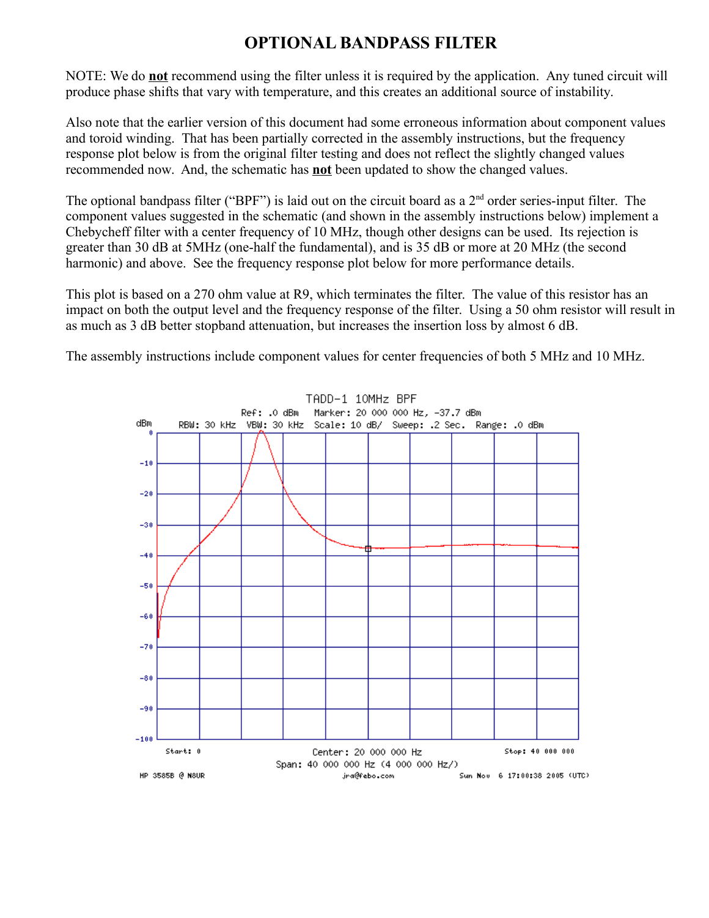# OPTIONAL BANDPASS FILTER

NOTE: We do **not** recommend using the filter unless it is required by the application. Any tuned circuit will produce phase shifts that vary with temperature, and this creates an additional source of instability.

Also note that the earlier version of this document had some erroneous information about component values and toroid winding. That has been partially corrected in the assembly instructions, but the frequency response plot below is from the original filter testing and does not reflect the slightly changed values recommended now. And, the schematic has **not** been updated to show the changed values.

The optional bandpass filter ("BPF") is laid out on the circuit board as a 2nd order series-input filter. The component values suggested in the schematic (and shown in the assembly instructions below) implement a Chebycheff filter with a center frequency of 10 MHz, though other designs can be used. Its rejection is greater than 30 dB at 5MHz (one-half the fundamental), and is 35 dB or more at 20 MHz (the second harmonic) and above. See the frequency response plot below for more performance details.

This plot is based on a 270 ohm value at R9, which terminates the filter. The value of this resistor has an impact on both the output level and the frequency response of the filter. Using a 50 ohm resistor will result in as much as 3 dB better stopband attenuation, but increases the insertion loss by almost 6 dB.

The assembly instructions include component values for center frequencies of both 5 MHz and 10 MHz.

TADD-1 10MHz BPF

Ref: .0 dBm  Marker: 20 000 000 Hz, -37.7 dBm

RBW: 30 kHz  VBW: 30 kHz  Scale: 10 dB/  Sweep: .2 Sec.  Range: .0 dBm

Start: 0  Center: 20 000 000 Hz  Stop: 40 000 000

Span: 40 000 000 Hz (4 000 000 Hz/)

HP 3585B @ N8UR  jra@febo.com  Sun Nov 6 17:00:38 2005 (UTC)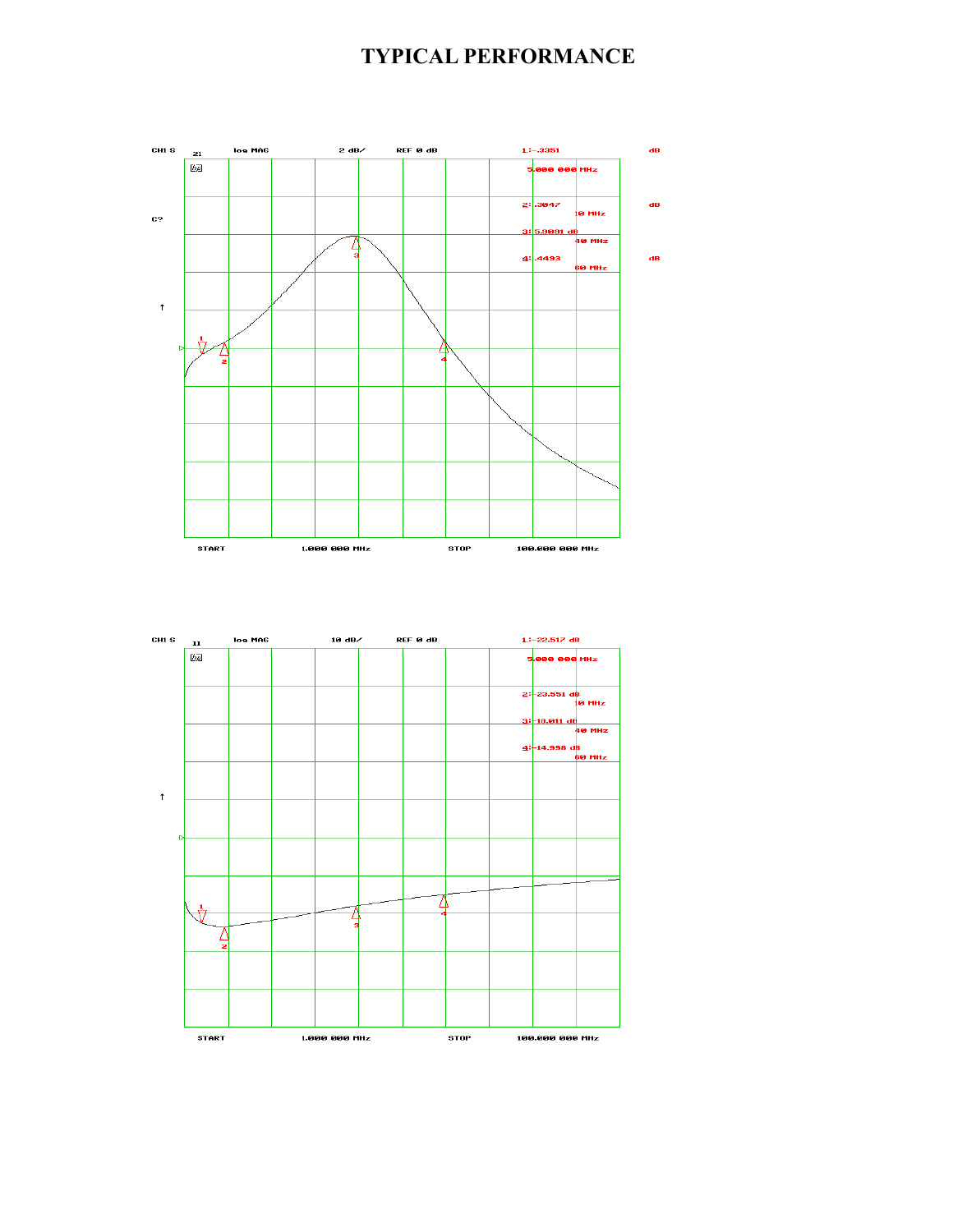# TYPICAL PERFORMANCE

CH1 S21 log MAG 2 dB/ REF 0 dB

1:-.3351 dB
5.000 000 MHz

2:.3047 dB
10 MHz

3:5.9091 dB
40 MHz

4:.4493 dB
60 MHz

START 1.000 000 MHz STOP 100.000 000 MHz

CH1 S11 log MAG 10 dB/ REF 0 dB

1:-22.517 dB
5.000 000 MHz

2:-23.551 dB
10 MHz

3:-18.011 dB
40 MHz

4:-14.998 dB
60 MHz

START 1.000 000 MHz STOP 100.000 000 MHz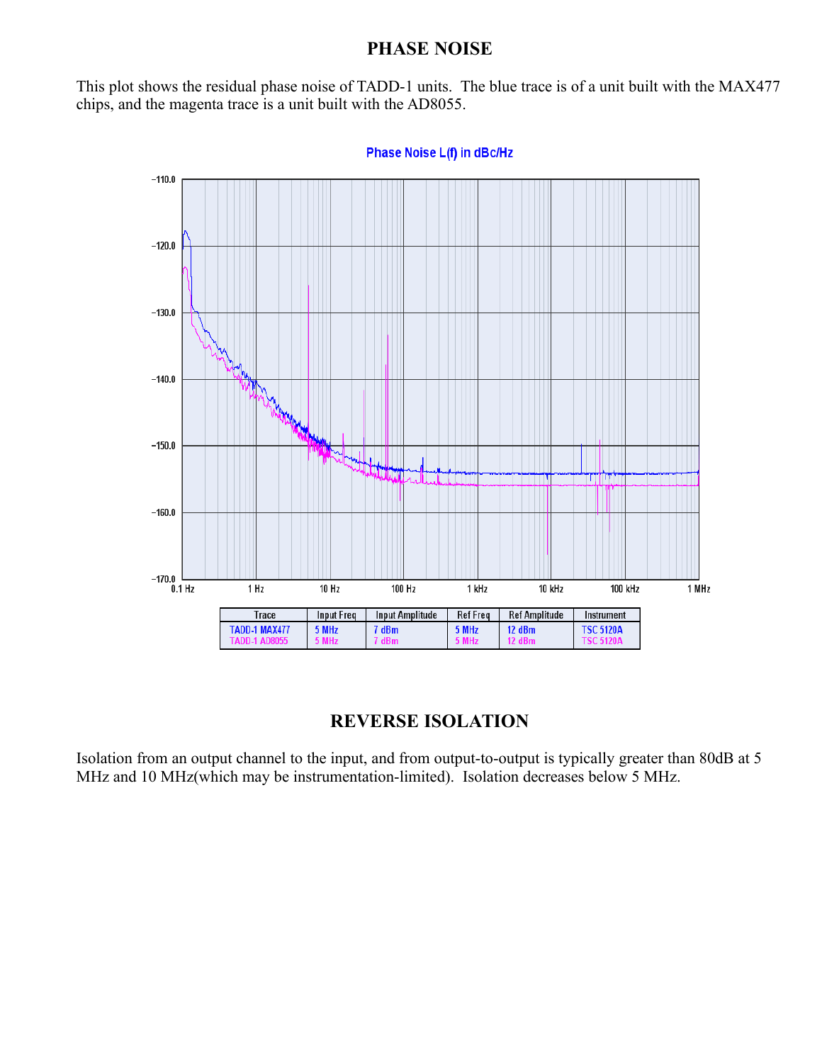## PHASE NOISE

This plot shows the residual phase noise of TADD-1 units. The blue trace is of a unit built with the MAX477 chips, and the magenta trace is a unit built with the AD8055.

Phase Noise L(f) in dBc/Hz

| Trace | Input Freq | Input Amplitude | Ref Freq | Ref Amplitude | Instrument |
|---|---|---|---|---|---|
| TADD-1 MAX477 | 5 MHz | 7 dBm | 5 MHz | 12 dBm | TSC 5120A |
| TADD-1 AD8055 | 5 MHz | 7 dBm | 5 MHz | 12 dBm | TSC 5120A |

## REVERSE ISOLATION

Isolation from an output channel to the input, and from output-to-output is typically greater than 80dB at 5 MHz and 10 MHz(which may be instrumentation-limited). Isolation decreases below 5 MHz.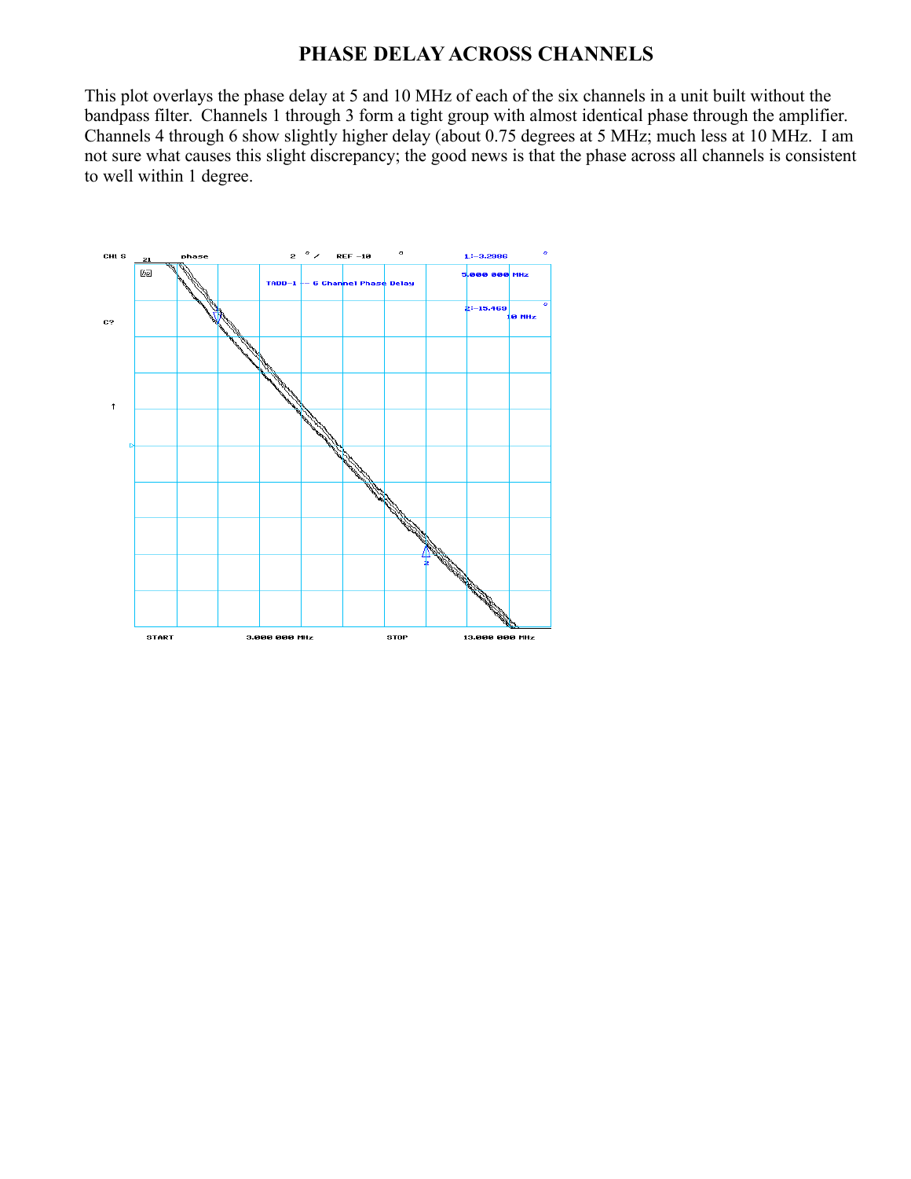# PHASE DELAY ACROSS CHANNELS

This plot overlays the phase delay at 5 and 10 MHz of each of the six channels in a unit built without the bandpass filter. Channels 1 through 3 form a tight group with almost identical phase through the amplifier. Channels 4 through 6 show slightly higher delay (about 0.75 degrees at 5 MHz; much less at 10 MHz. I am not sure what causes this slight discrepancy; the good news is that the phase across all channels is consistent to well within 1 degree.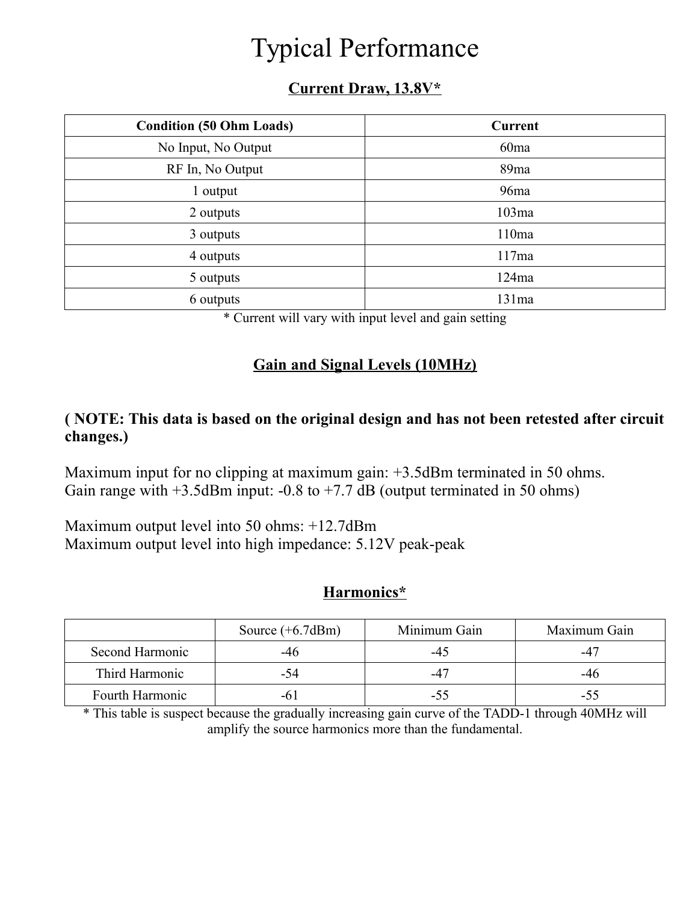# Typical Performance

## Current Draw, 13.8V*

| Condition (50 Ohm Loads) | Current |
|---|---|
| No Input, No Output | 60ma |
| RF In, No Output | 89ma |
| 1 output | 96ma |
| 2 outputs | 103ma |
| 3 outputs | 110ma |
| 4 outputs | 117ma |
| 5 outputs | 124ma |
| 6 outputs | 131ma |

* Current will vary with input level and gain setting

## Gain and Signal Levels (10MHz)

**( NOTE: This data is based on the original design and has not been retested after circuit changes.)**

Maximum input for no clipping at maximum gain: +3.5dBm terminated in 50 ohms.
Gain range with +3.5dBm input: -0.8 to +7.7 dB (output terminated in 50 ohms)

Maximum output level into 50 ohms: +12.7dBm
Maximum output level into high impedance: 5.12V peak-peak

## Harmonics*

| | Source (+6.7dBm) | Minimum Gain | Maximum Gain |
|---|---|---|---|
| Second Harmonic | -46 | -45 | -47 |
| Third Harmonic | -54 | -47 | -46 |
| Fourth Harmonic | -61 | -55 | -55 |

* This table is suspect because the gradually increasing gain curve of the TADD-1 through 40MHz will amplify the source harmonics more than the fundamental.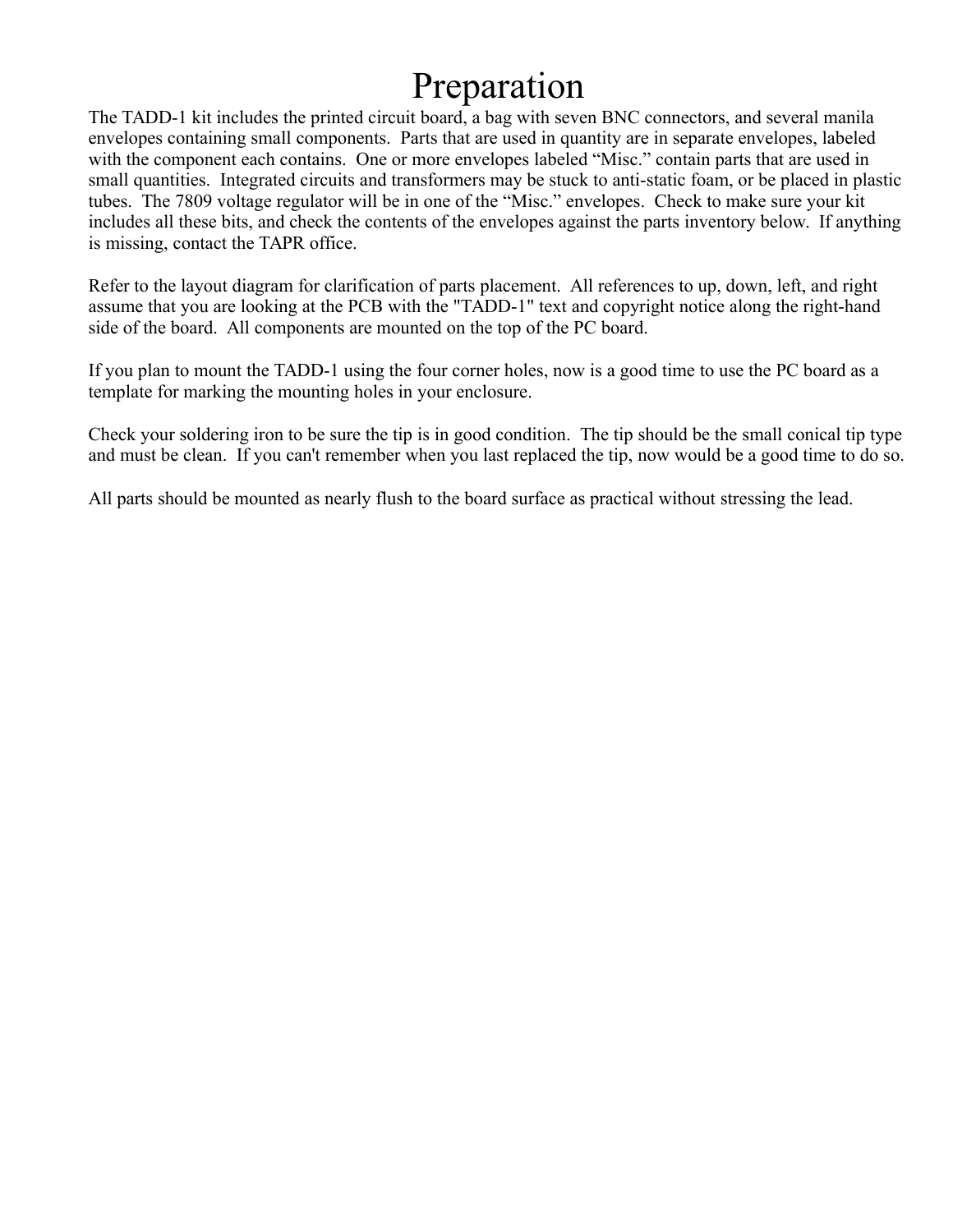# Preparation

The TADD-1 kit includes the printed circuit board, a bag with seven BNC connectors, and several manila envelopes containing small components. Parts that are used in quantity are in separate envelopes, labeled with the component each contains. One or more envelopes labeled “Misc.” contain parts that are used in small quantities. Integrated circuits and transformers may be stuck to anti-static foam, or be placed in plastic tubes. The 7809 voltage regulator will be in one of the “Misc.” envelopes. Check to make sure your kit includes all these bits, and check the contents of the envelopes against the parts inventory below. If anything is missing, contact the TAPR office.

Refer to the layout diagram for clarification of parts placement. All references to up, down, left, and right assume that you are looking at the PCB with the "TADD-1" text and copyright notice along the right-hand side of the board. All components are mounted on the top of the PC board.

If you plan to mount the TADD-1 using the four corner holes, now is a good time to use the PC board as a template for marking the mounting holes in your enclosure.

Check your soldering iron to be sure the tip is in good condition. The tip should be the small conical tip type and must be clean. If you can't remember when you last replaced the tip, now would be a good time to do so.

All parts should be mounted as nearly flush to the board surface as practical without stressing the lead.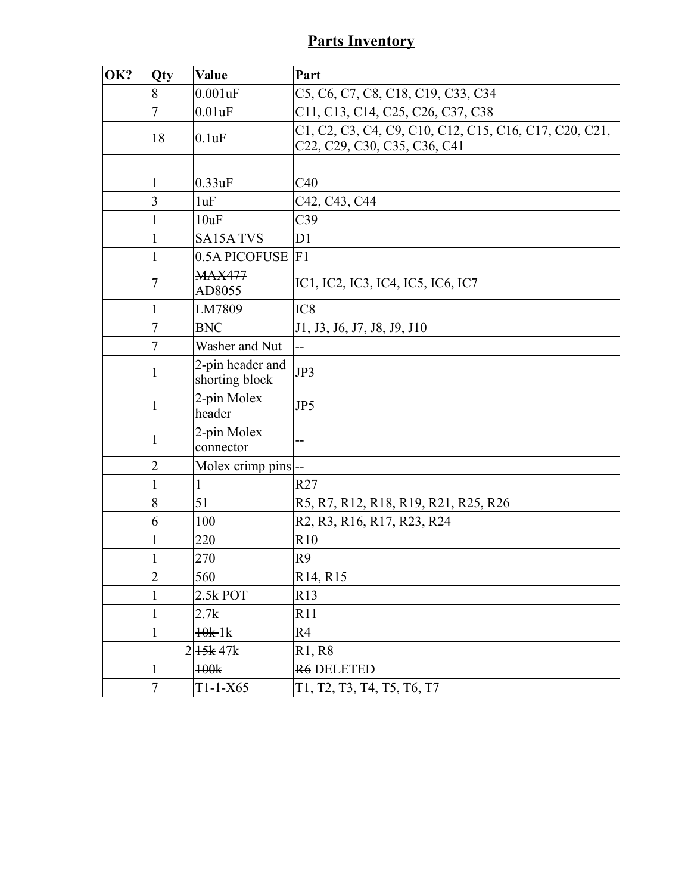## Parts Inventory

| OK? | Qty | Value | Part |
|---|---|---|---|
| | 8 | 0.001uF | C5, C6, C7, C8, C18, C19, C33, C34 |
| | 7 | 0.01uF | C11, C13, C14, C25, C26, C37, C38 |
| | 18 | 0.1uF | C1, C2, C3, C4, C9, C10, C12, C15, C16, C17, C20, C21, C22, C29, C30, C35, C36, C41 |
| | | | |
| | 1 | 0.33uF | C40 |
| | 3 | 1uF | C42, C43, C44 |
| | 1 | 10uF | C39 |
| | 1 | SA15A TVS | D1 |
| | 1 | 0.5A PICOFUSE | F1 |
| | 7 | ~~MAX477~~ AD8055 | IC1, IC2, IC3, IC4, IC5, IC6, IC7 |
| | 1 | LM7809 | IC8 |
| | 7 | BNC | J1, J3, J6, J7, J8, J9, J10 |
| | 7 | Washer and Nut | -- |
| | 1 | 2-pin header and shorting block | JP3 |
| | 1 | 2-pin Molex header | JP5 |
| | 1 | 2-pin Molex connector | -- |
| | 2 | Molex crimp pins | -- |
| | 1 | 1 | R27 |
| | 8 | 51 | R5, R7, R12, R18, R19, R21, R25, R26 |
| | 6 | 100 | R2, R3, R16, R17, R23, R24 |
| | 1 | 220 | R10 |
| | 1 | 270 | R9 |
| | 2 | 560 | R14, R15 |
| | 1 | 2.5k POT | R13 |
| | 1 | 2.7k | R11 |
| | 1 | ~~10k~~ 1k | R4 |
| | 2 | ~~15k~~ 47k | R1, R8 |
| | 1 | ~~100k~~ | ~~R6~~ DELETED |
| | 7 | T1-1-X65 | T1, T2, T3, T4, T5, T6, T7 |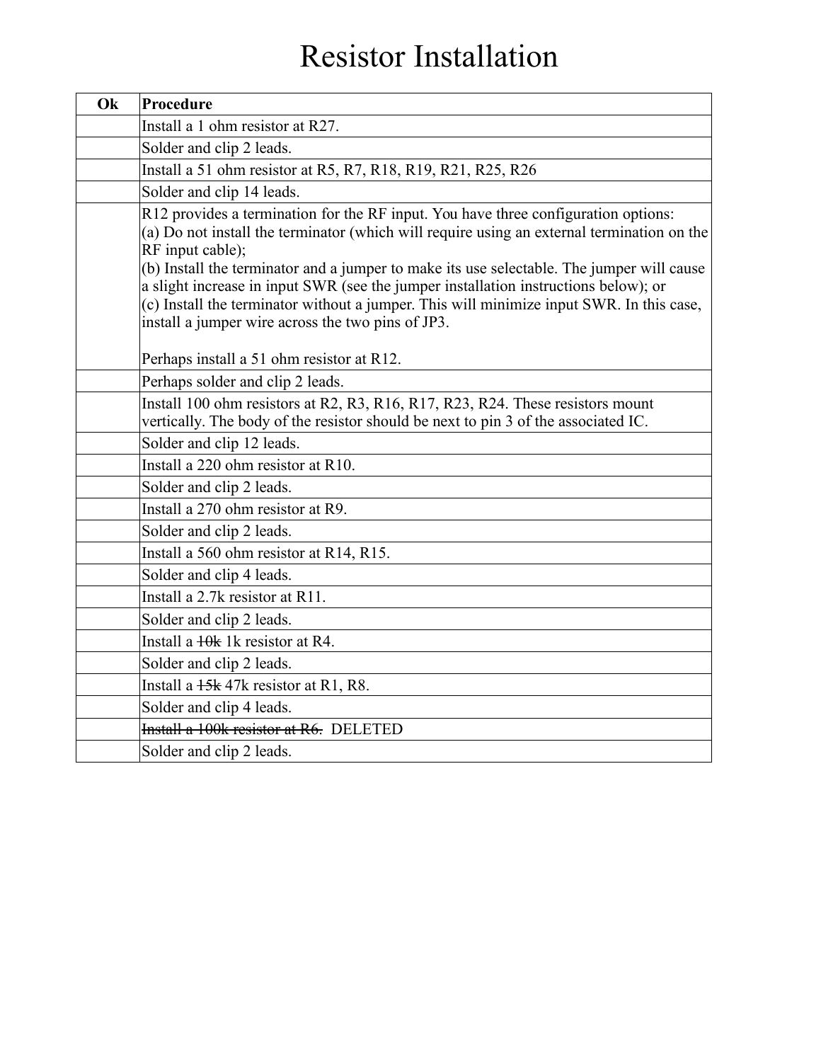# Resistor Installation

| Ok | Procedure |
|---|---|
| | Install a 1 ohm resistor at R27. |
| | Solder and clip 2 leads. |
| | Install a 51 ohm resistor at R5, R7, R18, R19, R21, R25, R26 |
| | Solder and clip 14 leads. |
| | R12 provides a termination for the RF input. You have three configuration options:<br>(a) Do not install the terminator (which will require using an external termination on the RF input cable);<br>(b) Install the terminator and a jumper to make its use selectable. The jumper will cause a slight increase in input SWR (see the jumper installation instructions below); or<br>(c) Install the terminator without a jumper. This will minimize input SWR. In this case, install a jumper wire across the two pins of JP3.<br><br>Perhaps install a 51 ohm resistor at R12. |
| | Perhaps solder and clip 2 leads. |
| | Install 100 ohm resistors at R2, R3, R16, R17, R23, R24. These resistors mount vertically. The body of the resistor should be next to pin 3 of the associated IC. |
| | Solder and clip 12 leads. |
| | Install a 220 ohm resistor at R10. |
| | Solder and clip 2 leads. |
| | Install a 270 ohm resistor at R9. |
| | Solder and clip 2 leads. |
| | Install a 560 ohm resistor at R14, R15. |
| | Solder and clip 4 leads. |
| | Install a 2.7k resistor at R11. |
| | Solder and clip 2 leads. |
| | Install a ~~10k~~ 1k resistor at R4. |
| | Solder and clip 2 leads. |
| | Install a ~~15k~~ 47k resistor at R1, R8. |
| | Solder and clip 4 leads. |
| | ~~Install a 100k resistor at R6.~~ DELETED |
| | Solder and clip 2 leads. |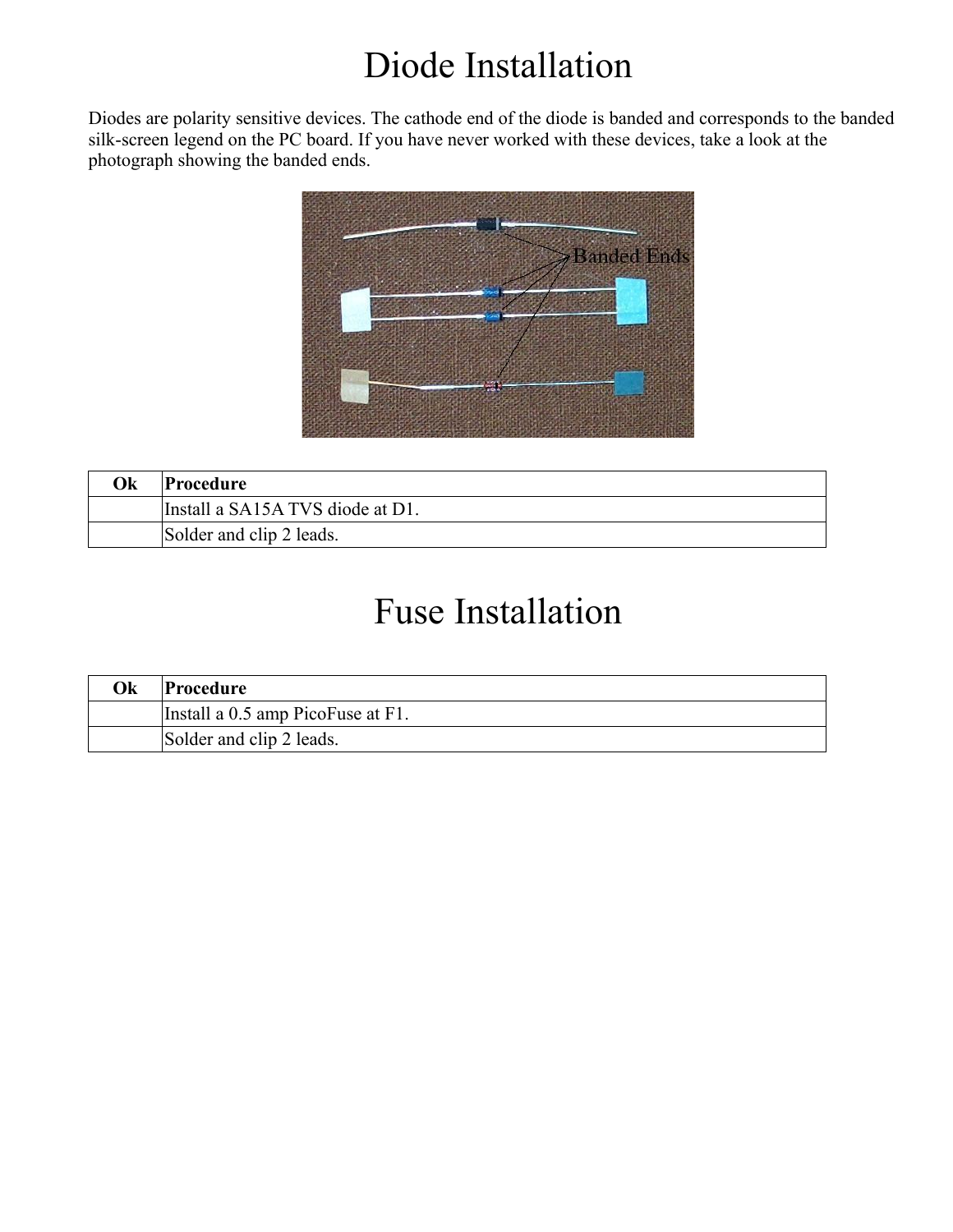# Diode Installation

Diodes are polarity sensitive devices. The cathode end of the diode is banded and corresponds to the banded silk-screen legend on the PC board. If you have never worked with these devices, take a look at the photograph showing the banded ends.

| Ok | Procedure |
|---|---|
| | Install a SA15A TVS diode at D1. |
| | Solder and clip 2 leads. |

# Fuse Installation

| Ok | Procedure |
|---|---|
| | Install a 0.5 amp PicoFuse at F1. |
| | Solder and clip 2 leads. |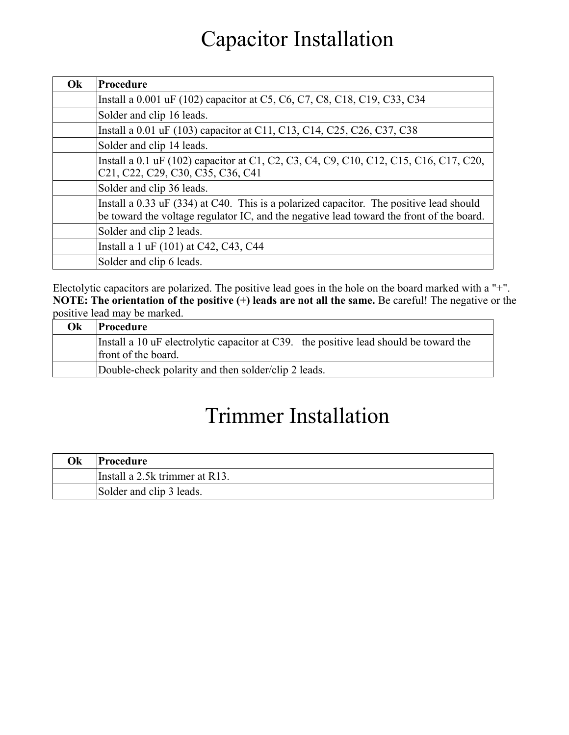# Capacitor Installation

| Ok | Procedure |
|---|---|
| | Install a 0.001 uF (102) capacitor at C5, C6, C7, C8, C18, C19, C33, C34 |
| | Solder and clip 16 leads. |
| | Install a 0.01 uF (103) capacitor at C11, C13, C14, C25, C26, C37, C38 |
| | Solder and clip 14 leads. |
| | Install a 0.1 uF (102) capacitor at C1, C2, C3, C4, C9, C10, C12, C15, C16, C17, C20, C21, C22, C29, C30, C35, C36, C41 |
| | Solder and clip 36 leads. |
| | Install a 0.33 uF (334) at C40. This is a polarized capacitor. The positive lead should be toward the voltage regulator IC, and the negative lead toward the front of the board. |
| | Solder and clip 2 leads. |
| | Install a 1 uF (101) at C42, C43, C44 |
| | Solder and clip 6 leads. |

Electolytic capacitors are polarized. The positive lead goes in the hole on the board marked with a "+". **NOTE: The orientation of the positive (+) leads are not all the same.** Be careful! The negative or the positive lead may be marked.

| Ok | Procedure |
|---|---|
| | Install a 10 uF electrolytic capacitor at C39. the positive lead should be toward the front of the board. |
| | Double-check polarity and then solder/clip 2 leads. |

# Trimmer Installation

| Ok | Procedure |
|---|---|
| | Install a 2.5k trimmer at R13. |
| | Solder and clip 3 leads. |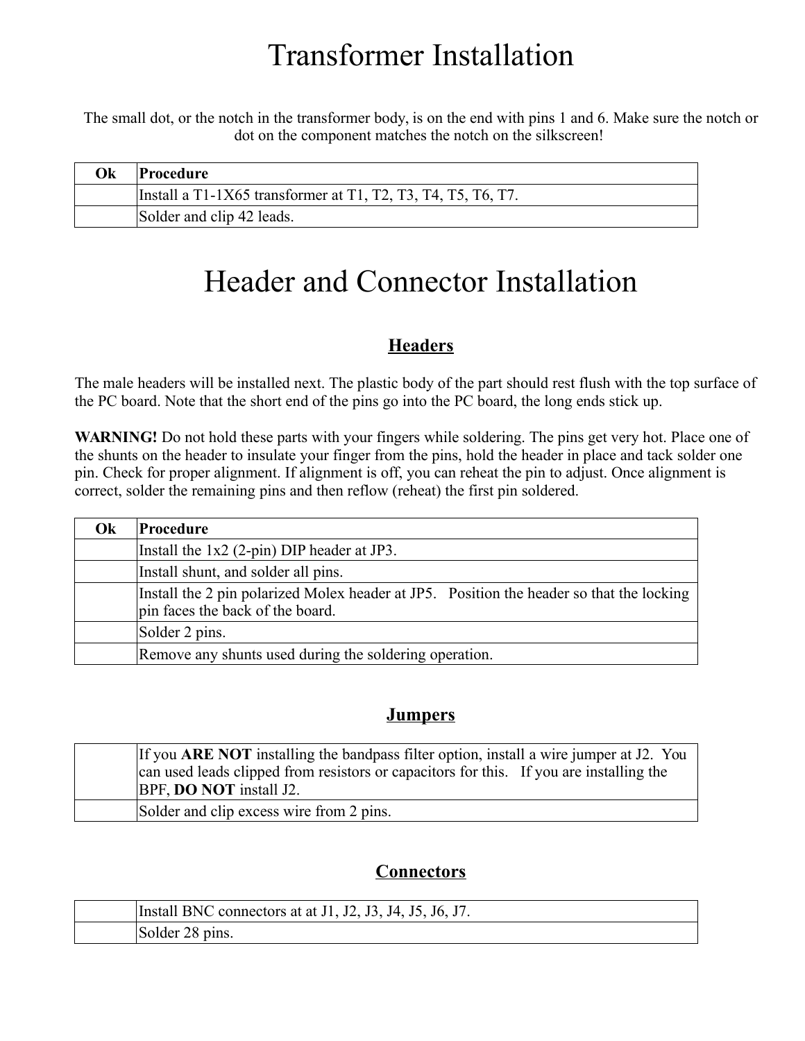# Transformer Installation

The small dot, or the notch in the transformer body, is on the end with pins 1 and 6. Make sure the notch or dot on the component matches the notch on the silkscreen!

| Ok | Procedure |
|---|---|
| | Install a T1-1X65 transformer at T1, T2, T3, T4, T5, T6, T7. |
| | Solder and clip 42 leads. |

# Header and Connector Installation

## Headers

The male headers will be installed next. The plastic body of the part should rest flush with the top surface of the PC board. Note that the short end of the pins go into the PC board, the long ends stick up.

**WARNING!** Do not hold these parts with your fingers while soldering. The pins get very hot. Place one of the shunts on the header to insulate your finger from the pins, hold the header in place and tack solder one pin. Check for proper alignment. If alignment is off, you can reheat the pin to adjust. Once alignment is correct, solder the remaining pins and then reflow (reheat) the first pin soldered.

| Ok | Procedure |
|---|---|
| | Install the 1x2 (2-pin) DIP header at JP3. |
| | Install shunt, and solder all pins. |
| | Install the 2 pin polarized Molex header at JP5. Position the header so that the locking pin faces the back of the board. |
| | Solder 2 pins. |
| | Remove any shunts used during the soldering operation. |

## Jumpers

| | |
|---|---|
| | If you **ARE NOT** installing the bandpass filter option, install a wire jumper at J2. You can used leads clipped from resistors or capacitors for this. If you are installing the BPF, **DO NOT** install J2. |
| | Solder and clip excess wire from 2 pins. |

## Connectors

| | |
|---|---|
| | Install BNC connectors at at J1, J2, J3, J4, J5, J6, J7. |
| | Solder 28 pins. |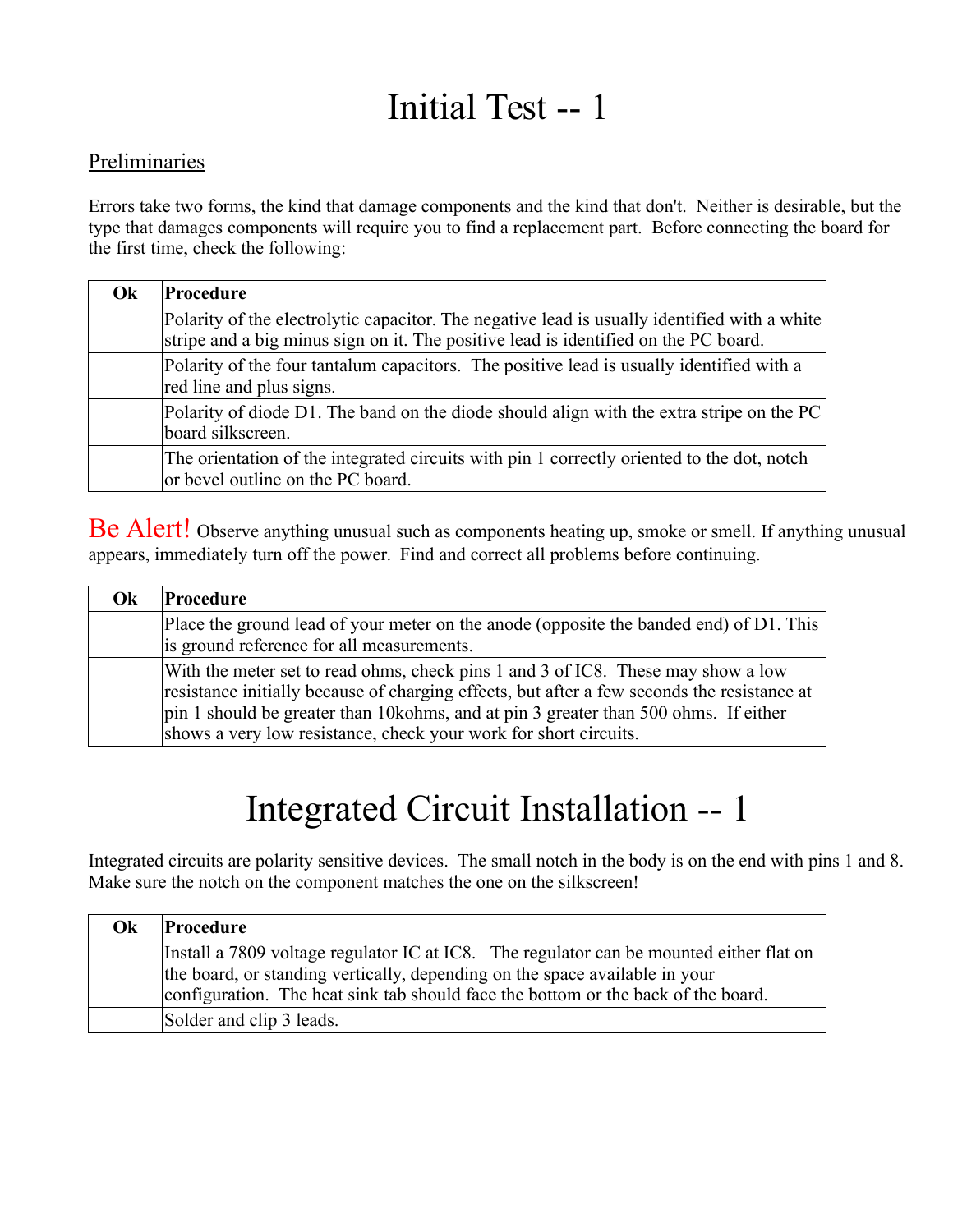# Initial Test -- 1

## Preliminaries

Errors take two forms, the kind that damage components and the kind that don't. Neither is desirable, but the type that damages components will require you to find a replacement part. Before connecting the board for the first time, check the following:

| Ok | Procedure |
| --- | --- |
| | Polarity of the electrolytic capacitor. The negative lead is usually identified with a white stripe and a big minus sign on it. The positive lead is identified on the PC board. |
| | Polarity of the four tantalum capacitors. The positive lead is usually identified with a red line and plus signs. |
| | Polarity of diode D1. The band on the diode should align with the extra stripe on the PC board silkscreen. |
| | The orientation of the integrated circuits with pin 1 correctly oriented to the dot, notch or bevel outline on the PC board. |

Be Alert! Observe anything unusual such as components heating up, smoke or smell. If anything unusual appears, immediately turn off the power. Find and correct all problems before continuing.

| Ok | Procedure |
| --- | --- |
| | Place the ground lead of your meter on the anode (opposite the banded end) of D1. This is ground reference for all measurements. |
| | With the meter set to read ohms, check pins 1 and 3 of IC8. These may show a low resistance initially because of charging effects, but after a few seconds the resistance at pin 1 should be greater than 10kohms, and at pin 3 greater than 500 ohms. If either shows a very low resistance, check your work for short circuits. |

# Integrated Circuit Installation -- 1

Integrated circuits are polarity sensitive devices. The small notch in the body is on the end with pins 1 and 8. Make sure the notch on the component matches the one on the silkscreen!

| Ok | Procedure |
| --- | --- |
| | Install a 7809 voltage regulator IC at IC8. The regulator can be mounted either flat on the board, or standing vertically, depending on the space available in your configuration. The heat sink tab should face the bottom or the back of the board. |
| | Solder and clip 3 leads. |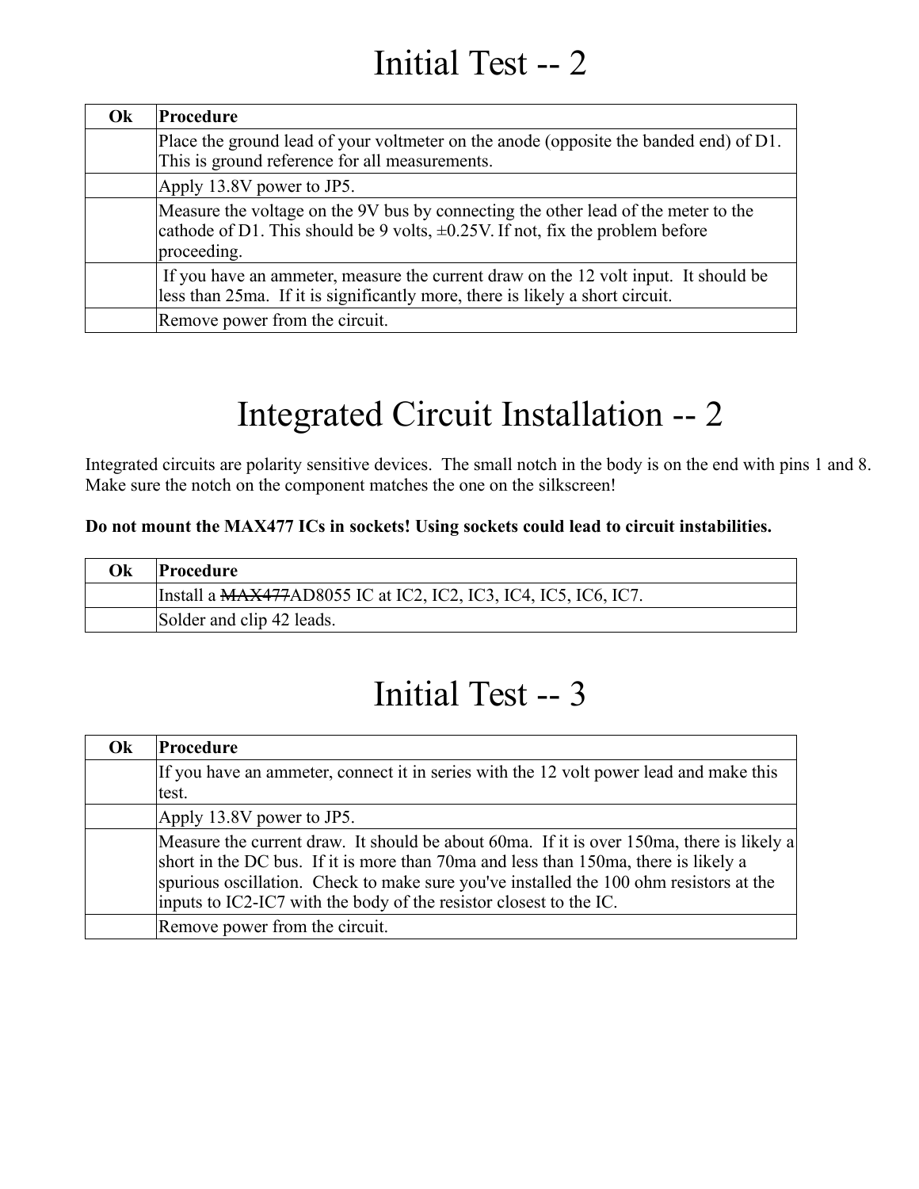# Initial Test -- 2

| Ok | Procedure |
|---|---|
| | Place the ground lead of your voltmeter on the anode (opposite the banded end) of D1. This is ground reference for all measurements. |
| | Apply 13.8V power to JP5. |
| | Measure the voltage on the 9V bus by connecting the other lead of the meter to the cathode of D1. This should be 9 volts, ±0.25V. If not, fix the problem before proceeding. |
| | If you have an ammeter, measure the current draw on the 12 volt input. It should be less than 25ma. If it is significantly more, there is likely a short circuit. |
| | Remove power from the circuit. |

# Integrated Circuit Installation -- 2

Integrated circuits are polarity sensitive devices. The small notch in the body is on the end with pins 1 and 8. Make sure the notch on the component matches the one on the silkscreen!

**Do not mount the MAX477 ICs in sockets! Using sockets could lead to circuit instabilities.**

| Ok | Procedure |
|---|---|
| | Install a ~~MAX477~~AD8055 IC at IC2, IC2, IC3, IC4, IC5, IC6, IC7. |
| | Solder and clip 42 leads. |

# Initial Test -- 3

| Ok | Procedure |
|---|---|
| | If you have an ammeter, connect it in series with the 12 volt power lead and make this test. |
| | Apply 13.8V power to JP5. |
| | Measure the current draw. It should be about 60ma. If it is over 150ma, there is likely a short in the DC bus. If it is more than 70ma and less than 150ma, there is likely a spurious oscillation. Check to make sure you've installed the 100 ohm resistors at the inputs to IC2-IC7 with the body of the resistor closest to the IC. |
| | Remove power from the circuit. |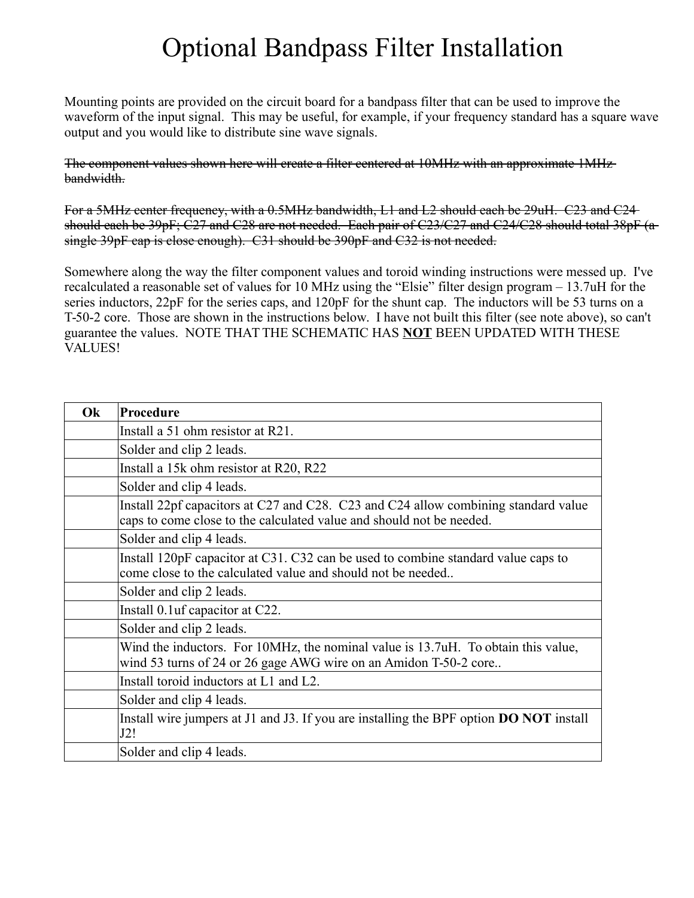# Optional Bandpass Filter Installation

Mounting points are provided on the circuit board for a bandpass filter that can be used to improve the waveform of the input signal. This may be useful, for example, if your frequency standard has a square wave output and you would like to distribute sine wave signals.

~~The component values shown here will create a filter centered at 10MHz with an approximate 1MHz bandwidth.~~

~~For a 5MHz center frequency, with a 0.5MHz bandwidth, L1 and L2 should each be 29uH. C23 and C24 should each be 39pF; C27 and C28 are not needed. Each pair of C23/C27 and C24/C28 should total 38pF (a single 39pF cap is close enough). C31 should be 390pF and C32 is not needed.~~

Somewhere along the way the filter component values and toroid winding instructions were messed up. I've recalculated a reasonable set of values for 10 MHz using the "Elsie" filter design program – 13.7uH for the series inductors, 22pF for the series caps, and 120pF for the shunt cap. The inductors will be 53 turns on a T-50-2 core. Those are shown in the instructions below. I have not built this filter (see note above), so can't guarantee the values. NOTE THAT THE SCHEMATIC HAS **NOT** BEEN UPDATED WITH THESE VALUES!

| Ok | Procedure |
|---|---|
| | Install a 51 ohm resistor at R21. |
| | Solder and clip 2 leads. |
| | Install a 15k ohm resistor at R20, R22 |
| | Solder and clip 4 leads. |
| | Install 22pf capacitors at C27 and C28. C23 and C24 allow combining standard value caps to come close to the calculated value and should not be needed. |
| | Solder and clip 4 leads. |
| | Install 120pF capacitor at C31. C32 can be used to combine standard value caps to come close to the calculated value and should not be needed.. |
| | Solder and clip 2 leads. |
| | Install 0.1uf capacitor at C22. |
| | Solder and clip 2 leads. |
| | Wind the inductors. For 10MHz, the nominal value is 13.7uH. To obtain this value, wind 53 turns of 24 or 26 gage AWG wire on an Amidon T-50-2 core.. |
| | Install toroid inductors at L1 and L2. |
| | Solder and clip 4 leads. |
| | Install wire jumpers at J1 and J3. If you are installing the BPF option **DO NOT** install J2! |
| | Solder and clip 4 leads. |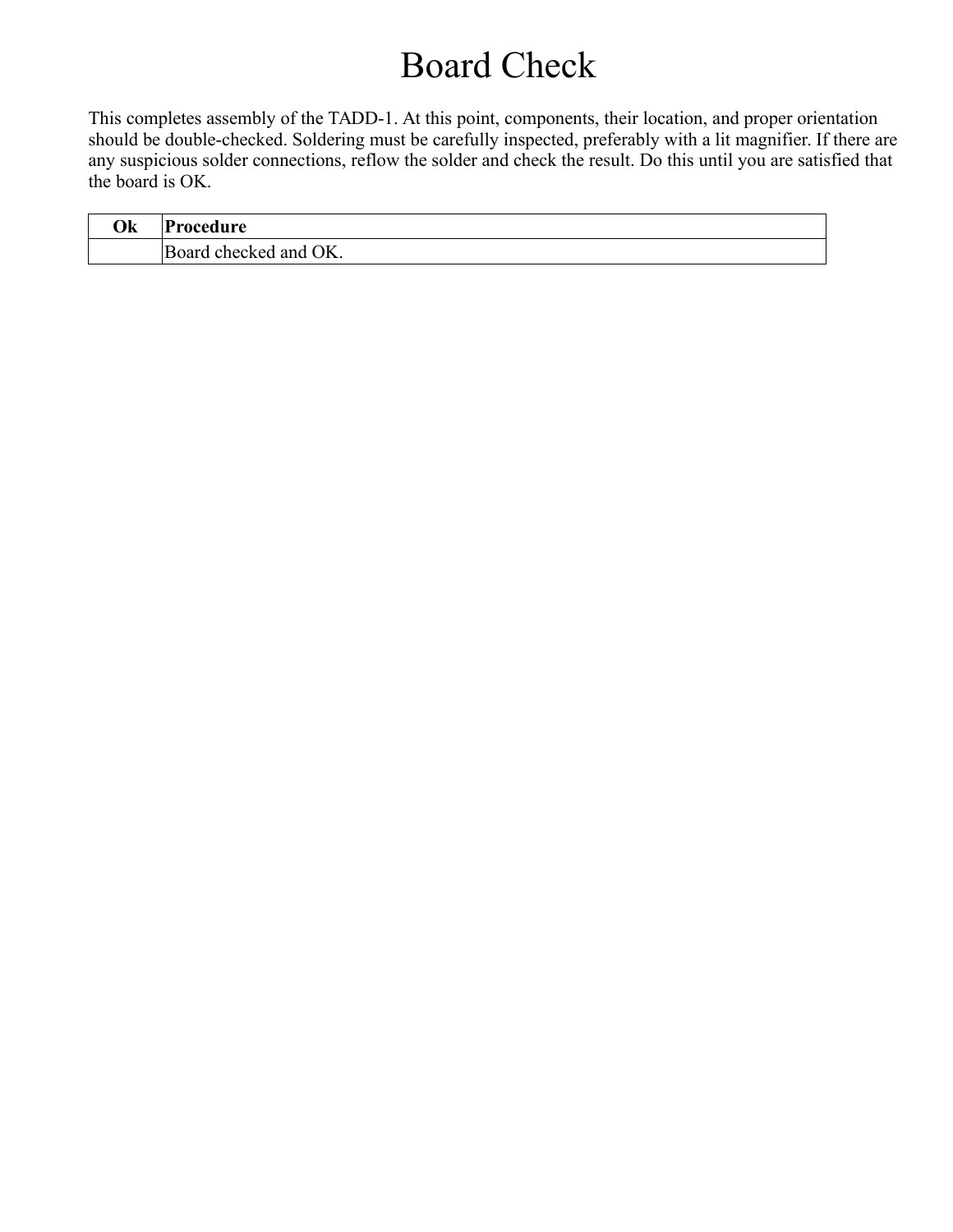# Board Check

This completes assembly of the TADD-1. At this point, components, their location, and proper orientation should be double-checked. Soldering must be carefully inspected, preferably with a lit magnifier. If there are any suspicious solder connections, reflow the solder and check the result. Do this until you are satisfied that the board is OK.

| Ok | Procedure |
| --- | --- |
| | Board checked and OK. |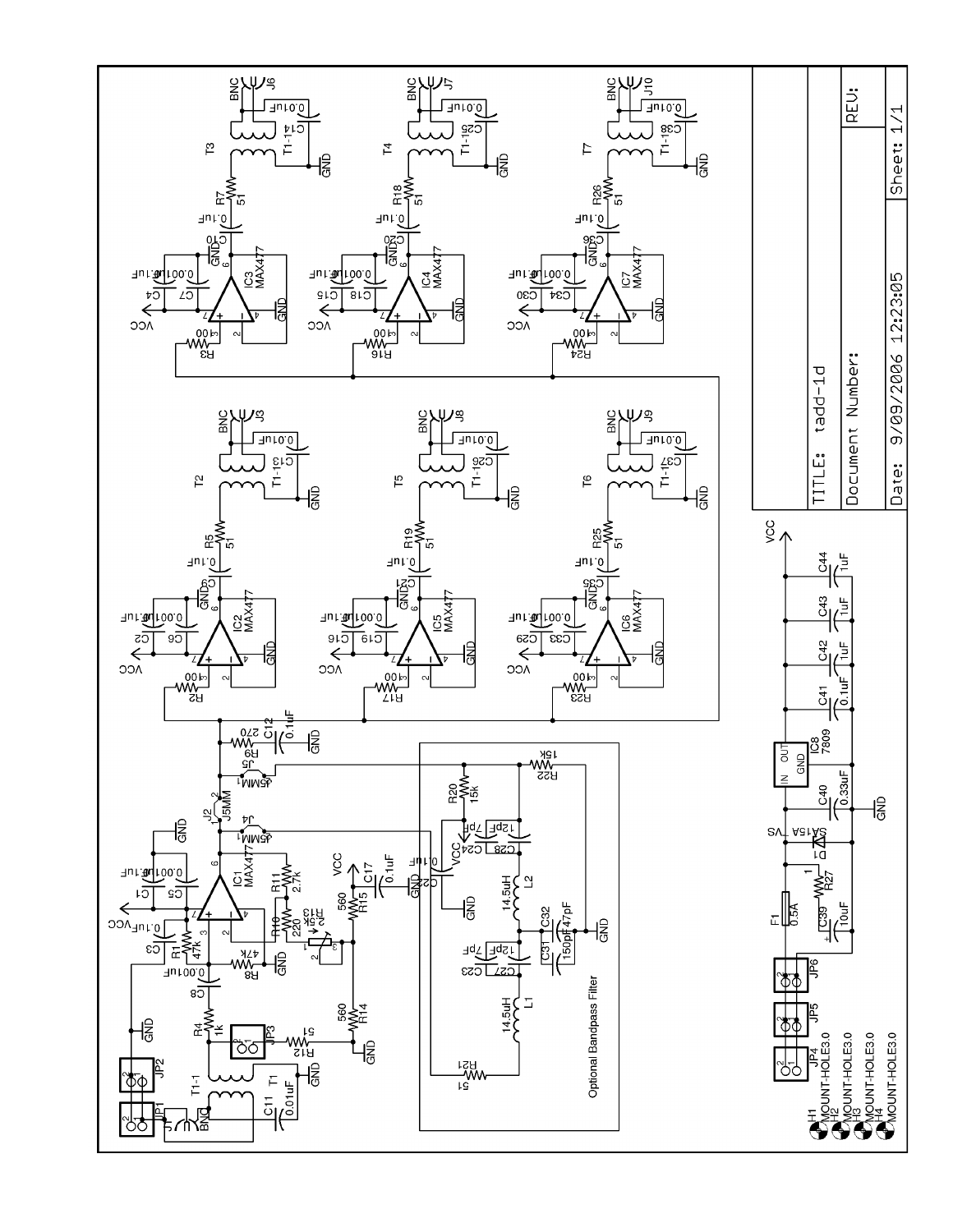| TITLE: tadd-1d | |
| --- | --- |
| Document Number: | REV: |
| Date: 9/09/2006 12:23:05 | Sheet: 1/1 |

Optional Bandpass Filter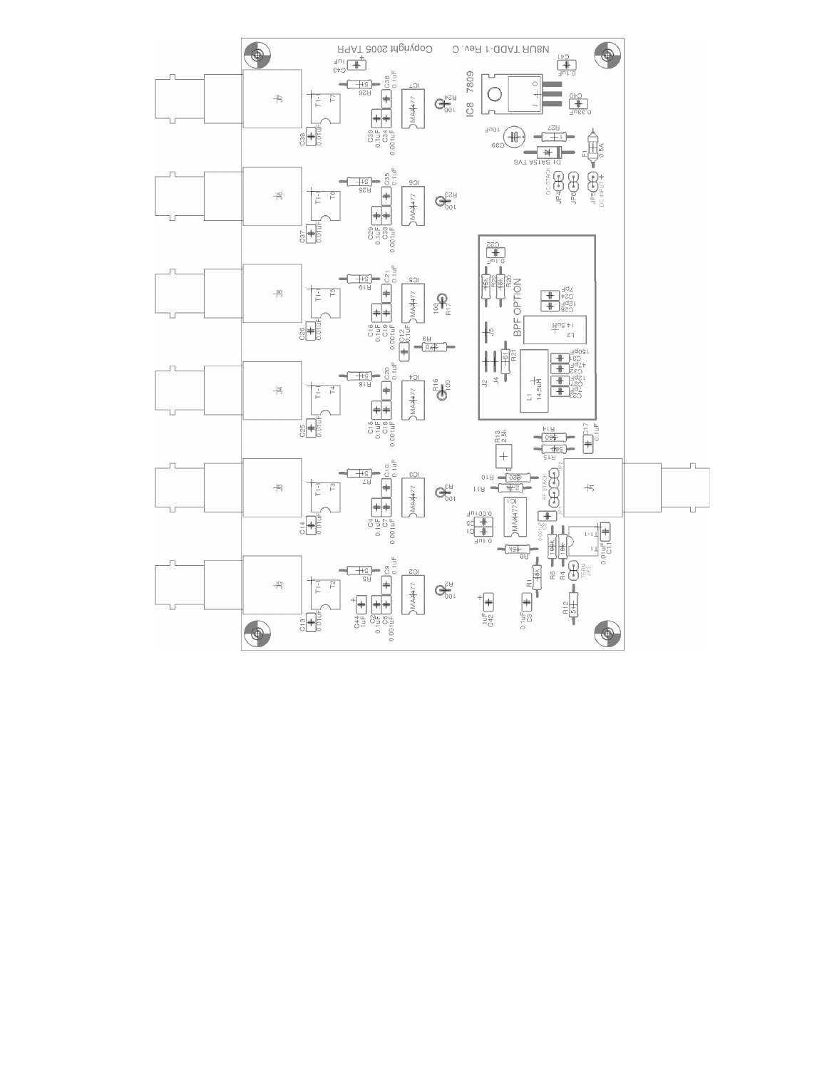N8UR TADD-1 Rev. C Copyright 2005 TAPR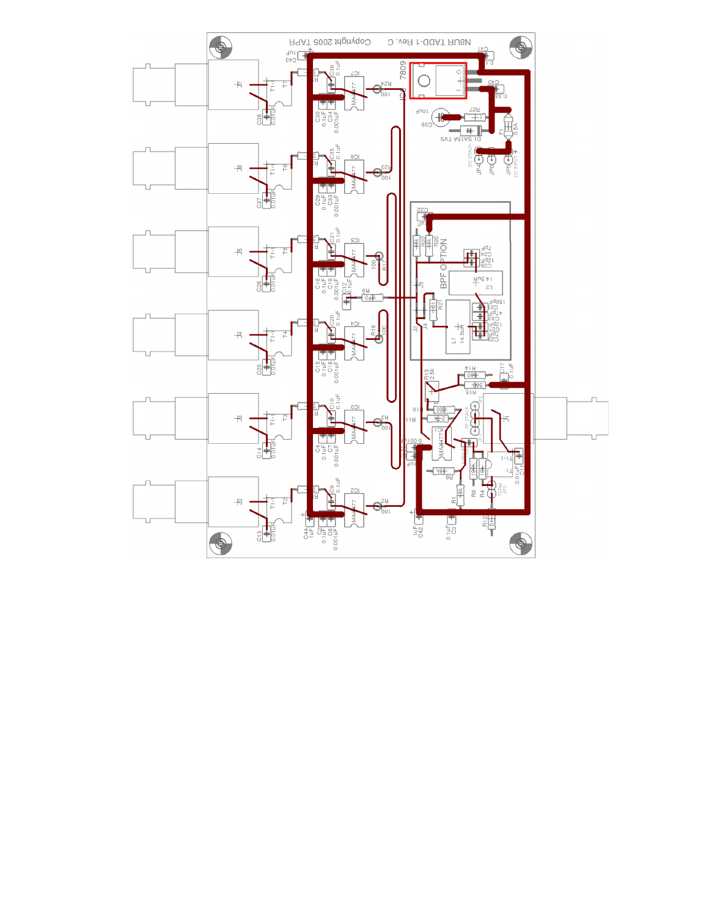N8UR TADD-1 Rev. C

Copyright 2005 TAPR

BPF OPTION

DC INPUT

DC STACK

RF STACK